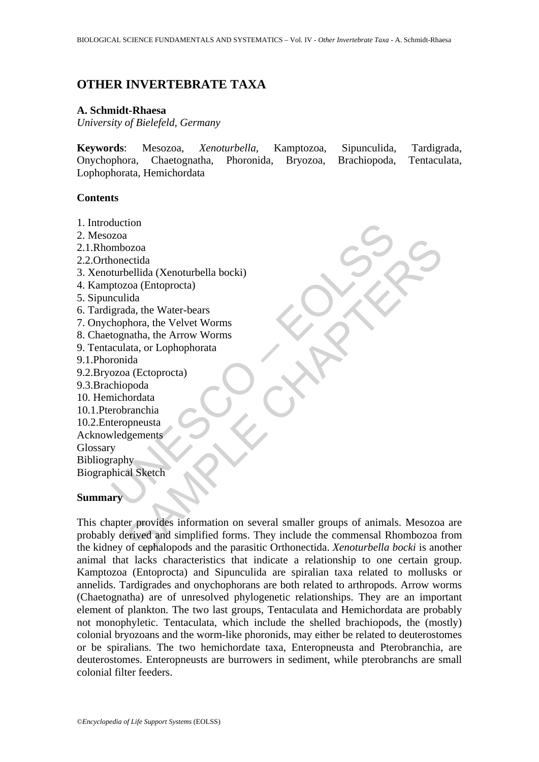# OTHER INVERTEBRATE TAXA

**A. Schmidt-Rhaesa**
*University of Bielefeld, Germany*

**Keywords**: Mesozoa, *Xenoturbella*, Kamptozoa, Sipunculida, Tardigrada, Onychophora, Chaetognatha, Phoronida, Bryozoa, Brachiopoda, Tentaculata, Lophophorata, Hemichordata

## Contents

1. Introduction
2. Mesozoa
2.1. Rhombozoa
2.2. Orthonectida
3. Xenoturbellida (Xenoturbella bocki)
4. Kamptozoa (Entoprocta)
5. Sipunculida
6. Tardigrada, the Water-bears
7. Onychophora, the Velvet Worms
8. Chaetognatha, the Arrow Worms
9. Tentaculata, or Lophophorata
9.1. Phoronida
9.2. Bryozoa (Ectoprocta)
9.3. Brachiopoda
10. Hemichordata
10.1. Pterobranchia
10.2. Enteropneusta

Acknowledgements
Glossary
Bibliography
Biographical Sketch

## Summary

This chapter provides information on several smaller groups of animals. Mesozoa are probably derived and simplified forms. They include the commensal Rhombozoa from the kidney of cephalopods and the parasitic Orthonectida. *Xenoturbella bocki* is another animal that lacks characteristics that indicate a relationship to one certain group. Kamptozoa (Entoprocta) and Sipunculida are spiralian taxa related to mollusks or annelids. Tardigrades and onychophorans are both related to arthropods. Arrow worms (Chaetognatha) are of unresolved phylogenetic relationships. They are an important element of plankton. The two last groups, Tentaculata and Hemichordata are probably not monophyletic. Tentaculata, which include the shelled brachiopods, the (mostly) colonial bryozoans and the worm-like phoronids, may either be related to deuterostomes or be spiralians. The two hemichordate taxa, Enteropneusta and Pterobranchia, are deuterostomes. Enteropneusts are burrowers in sediment, while pterobranchs are small colonial filter feeders.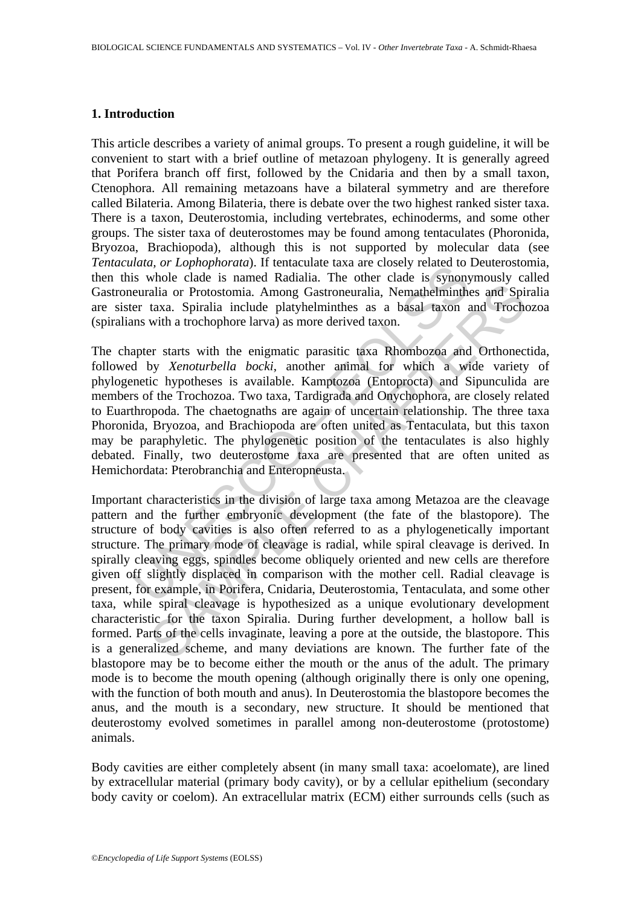## 1. Introduction

This article describes a variety of animal groups. To present a rough guideline, it will be convenient to start with a brief outline of metazoan phylogeny. It is generally agreed that Porifera branch off first, followed by the Cnidaria and then by a small taxon, Ctenophora. All remaining metazoans have a bilateral symmetry and are therefore called Bilateria. Among Bilateria, there is debate over the two highest ranked sister taxa. There is a taxon, Deuterostomia, including vertebrates, echinoderms, and some other groups. The sister taxa of deuterostomes may be found among tentaculates (Phoronida, Bryozoa, Brachiopoda), although this is not supported by molecular data (see *Tentaculata, or Lophophorata*). If tentaculate taxa are closely related to Deuterostomia, then this whole clade is named Radialia. The other clade is synonymously called Gastroneuralia or Protostomia. Among Gastroneuralia, Nemathelminthes and Spiralia are sister taxa. Spiralia include platyhelminthes as a basal taxon and Trochozoa (spiralians with a trochophore larva) as more derived taxon.

The chapter starts with the enigmatic parasitic taxa Rhombozoa and Orthonectida, followed by *Xenoturbella bocki*, another animal for which a wide variety of phylogenetic hypotheses is available. Kamptozoa (Entoprocta) and Sipunculida are members of the Trochozoa. Two taxa, Tardigrada and Onychophora, are closely related to Euarthropoda. The chaetognaths are again of uncertain relationship. The three taxa Phoronida, Bryozoa, and Brachiopoda are often united as Tentaculata, but this taxon may be paraphyletic. The phylogenetic position of the tentaculates is also highly debated. Finally, two deuterostome taxa are presented that are often united as Hemichordata: Pterobranchia and Enteropneusta.

Important characteristics in the division of large taxa among Metazoa are the cleavage pattern and the further embryonic development (the fate of the blastopore). The structure of body cavities is also often referred to as a phylogenetically important structure. The primary mode of cleavage is radial, while spiral cleavage is derived. In spirally cleaving eggs, spindles become obliquely oriented and new cells are therefore given off slightly displaced in comparison with the mother cell. Radial cleavage is present, for example, in Porifera, Cnidaria, Deuterostomia, Tentaculata, and some other taxa, while spiral cleavage is hypothesized as a unique evolutionary development characteristic for the taxon Spiralia. During further development, a hollow ball is formed. Parts of the cells invaginate, leaving a pore at the outside, the blastopore. This is a generalized scheme, and many deviations are known. The further fate of the blastopore may be to become either the mouth or the anus of the adult. The primary mode is to become the mouth opening (although originally there is only one opening, with the function of both mouth and anus). In Deuterostomia the blastopore becomes the anus, and the mouth is a secondary, new structure. It should be mentioned that deuterostomy evolved sometimes in parallel among non-deuterostome (protostome) animals.

Body cavities are either completely absent (in many small taxa: acoelomate), are lined by extracellular material (primary body cavity), or by a cellular epithelium (secondary body cavity or coelom). An extracellular matrix (ECM) either surrounds cells (such as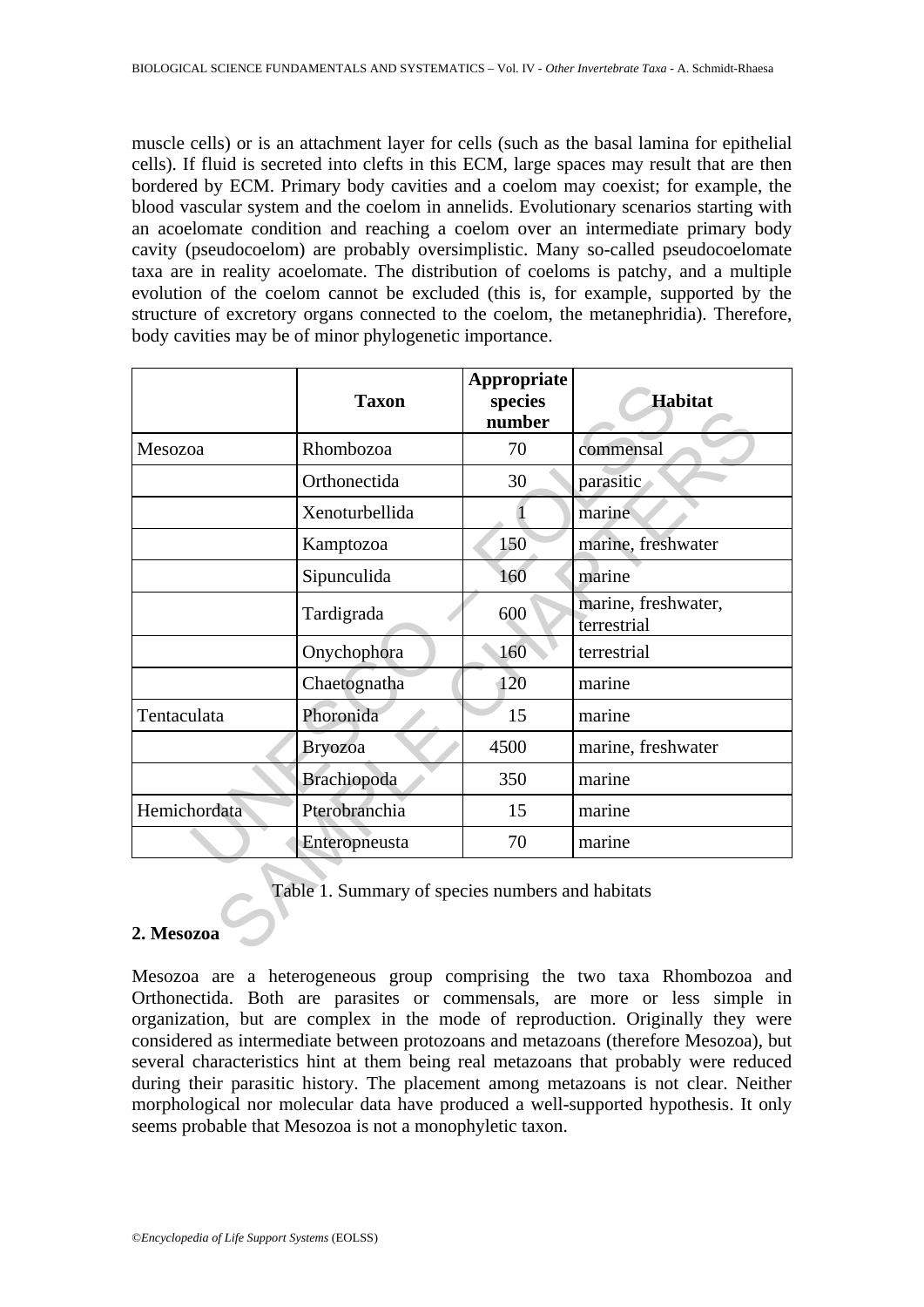muscle cells) or is an attachment layer for cells (such as the basal lamina for epithelial cells). If fluid is secreted into clefts in this ECM, large spaces may result that are then bordered by ECM. Primary body cavities and a coelom may coexist; for example, the blood vascular system and the coelom in annelids. Evolutionary scenarios starting with an acoelomate condition and reaching a coelom over an intermediate primary body cavity (pseudocoelom) are probably oversimplistic. Many so-called pseudocoelomate taxa are in reality acoelomate. The distribution of coeloms is patchy, and a multiple evolution of the coelom cannot be excluded (this is, for example, supported by the structure of excretory organs connected to the coelom, the metanephridia). Therefore, body cavities may be of minor phylogenetic importance.

| | Taxon | Appropriate species number | Habitat |
|---|---|---|---|
| Mesozoa | Rhombozoa | 70 | commensal |
| | Orthonectida | 30 | parasitic |
| | Xenoturbellida | 1 | marine |
| | Kamptozoa | 150 | marine, freshwater |
| | Sipunculida | 160 | marine |
| | Tardigrada | 600 | marine, freshwater, terrestrial |
| | Onychophora | 160 | terrestrial |
| | Chaetognatha | 120 | marine |
| Tentaculata | Phoronida | 15 | marine |
| | Bryozoa | 4500 | marine, freshwater |
| | Brachiopoda | 350 | marine |
| Hemichordata | Pterobranchia | 15 | marine |
| | Enteropneusta | 70 | marine |

Table 1. Summary of species numbers and habitats

## 2. Mesozoa

Mesozoa are a heterogeneous group comprising the two taxa Rhombozoa and Orthonectida. Both are parasites or commensals, are more or less simple in organization, but are complex in the mode of reproduction. Originally they were considered as intermediate between protozoans and metazoans (therefore Mesozoa), but several characteristics hint at them being real metazoans that probably were reduced during their parasitic history. The placement among metazoans is not clear. Neither morphological nor molecular data have produced a well-supported hypothesis. It only seems probable that Mesozoa is not a monophyletic taxon.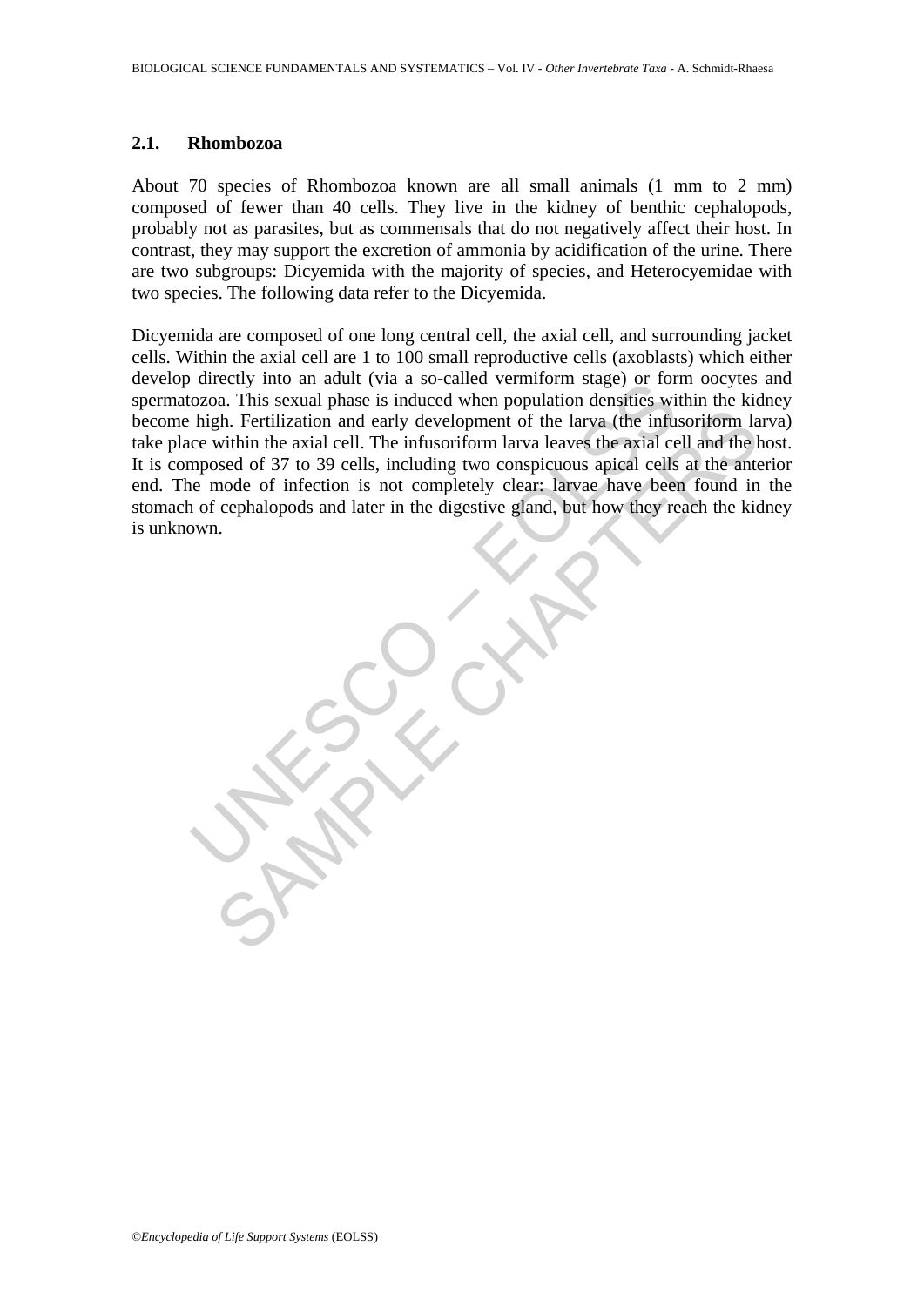### 2.1. Rhombozoa

About 70 species of Rhombozoa known are all small animals (1 mm to 2 mm) composed of fewer than 40 cells. They live in the kidney of benthic cephalopods, probably not as parasites, but as commensals that do not negatively affect their host. In contrast, they may support the excretion of ammonia by acidification of the urine. There are two subgroups: Dicyemida with the majority of species, and Heterocyemidae with two species. The following data refer to the Dicyemida.

Dicyemida are composed of one long central cell, the axial cell, and surrounding jacket cells. Within the axial cell are 1 to 100 small reproductive cells (axoblasts) which either develop directly into an adult (via a so-called vermiform stage) or form oocytes and spermatozoa. This sexual phase is induced when population densities within the kidney become high. Fertilization and early development of the larva (the infusoriform larva) take place within the axial cell. The infusoriform larva leaves the axial cell and the host. It is composed of 37 to 39 cells, including two conspicuous apical cells at the anterior end. The mode of infection is not completely clear: larvae have been found in the stomach of cephalopods and later in the digestive gland, but how they reach the kidney is unknown.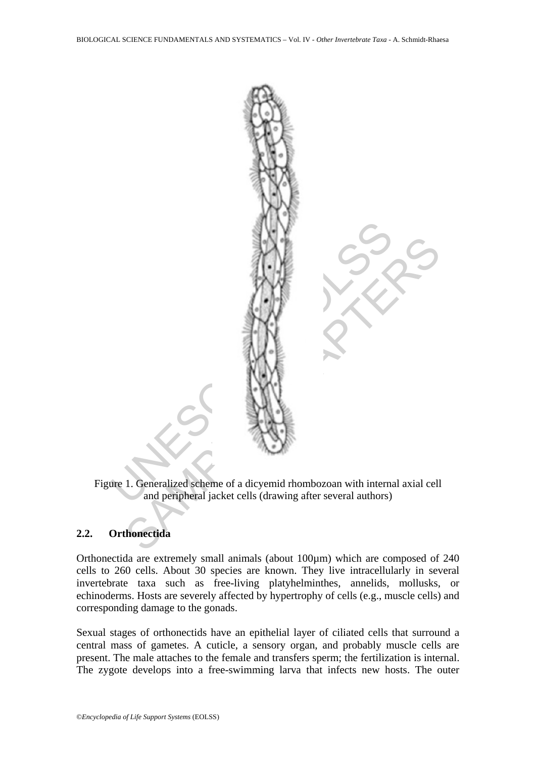Figure 1. Generalized scheme of a dicyemid rhombozoan with internal axial cell and peripheral jacket cells (drawing after several authors)

### 2.2. Orthonectida

Orthonectida are extremely small animals (about 100µm) which are composed of 240 cells to 260 cells. About 30 species are known. They live intracellularly in several invertebrate taxa such as free-living platyhelminthes, annelids, mollusks, or echinoderms. Hosts are severely affected by hypertrophy of cells (e.g., muscle cells) and corresponding damage to the gonads.

Sexual stages of orthonectids have an epithelial layer of ciliated cells that surround a central mass of gametes. A cuticle, a sensory organ, and probably muscle cells are present. The male attaches to the female and transfers sperm; the fertilization is internal. The zygote develops into a free-swimming larva that infects new hosts. The outer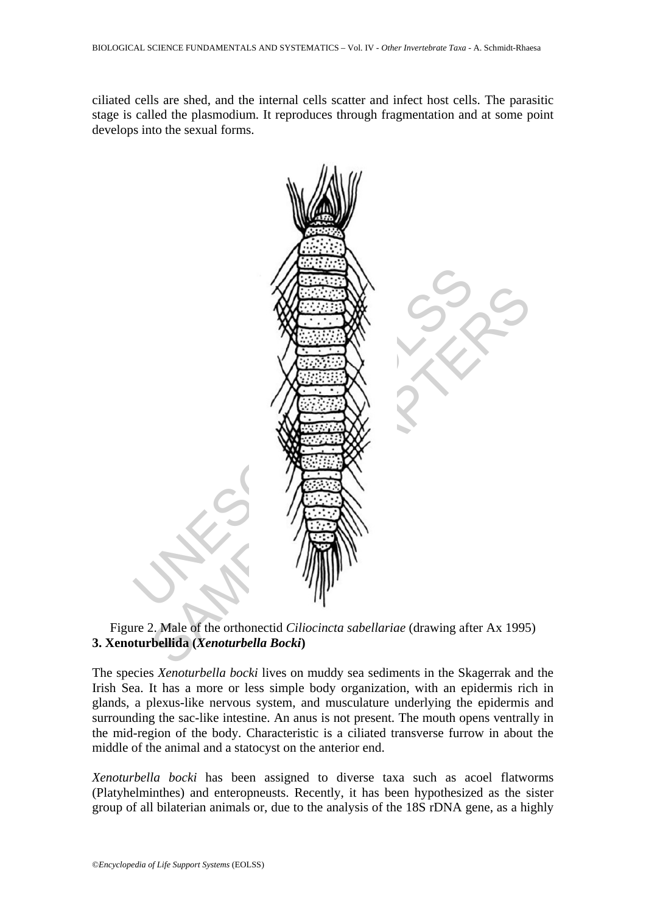ciliated cells are shed, and the internal cells scatter and infect host cells. The parasitic stage is called the plasmodium. It reproduces through fragmentation and at some point develops into the sexual forms.

Figure 2. Male of the orthonectid *Ciliocincta sabellariae* (drawing after Ax 1995)

## 3. Xenoturbellida (*Xenoturbella Bocki*)

The species *Xenoturbella bocki* lives on muddy sea sediments in the Skagerrak and the Irish Sea. It has a more or less simple body organization, with an epidermis rich in glands, a plexus-like nervous system, and musculature underlying the epidermis and surrounding the sac-like intestine. An anus is not present. The mouth opens ventrally in the mid-region of the body. Characteristic is a ciliated transverse furrow in about the middle of the animal and a statocyst on the anterior end.

*Xenoturbella bocki* has been assigned to diverse taxa such as acoel flatworms (Platyhelminthes) and enteropneusts. Recently, it has been hypothesized as the sister group of all bilaterian animals or, due to the analysis of the 18S rDNA gene, as a highly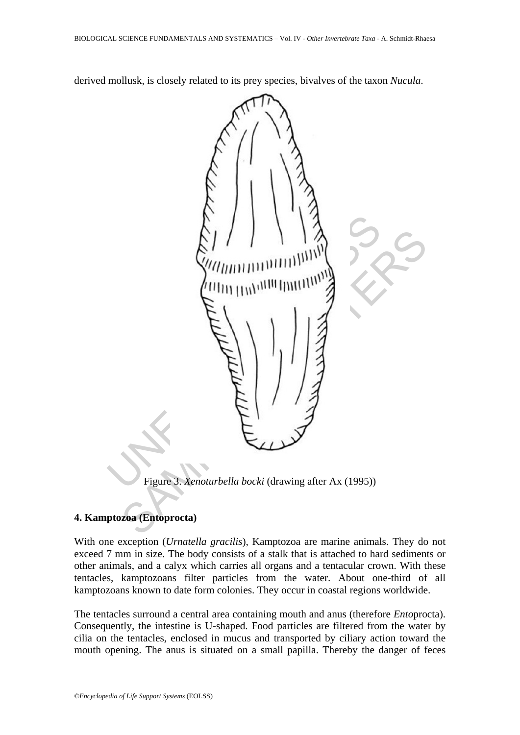derived mollusk, is closely related to its prey species, bivalves of the taxon *Nucula*.

Figure 3. *Xenoturbella bocki* (drawing after Ax (1995))

## 4. Kamptozoa (Entoprocta)

With one exception (*Urnatella gracilis*), Kamptozoa are marine animals. They do not exceed 7 mm in size. The body consists of a stalk that is attached to hard sediments or other animals, and a calyx which carries all organs and a tentacular crown. With these tentacles, kamptozoans filter particles from the water. About one-third of all kamptozoans known to date form colonies. They occur in coastal regions worldwide.

The tentacles surround a central area containing mouth and anus (therefore *Ento*procta). Consequently, the intestine is U-shaped. Food particles are filtered from the water by cilia on the tentacles, enclosed in mucus and transported by ciliary action toward the mouth opening. The anus is situated on a small papilla. Thereby the danger of feces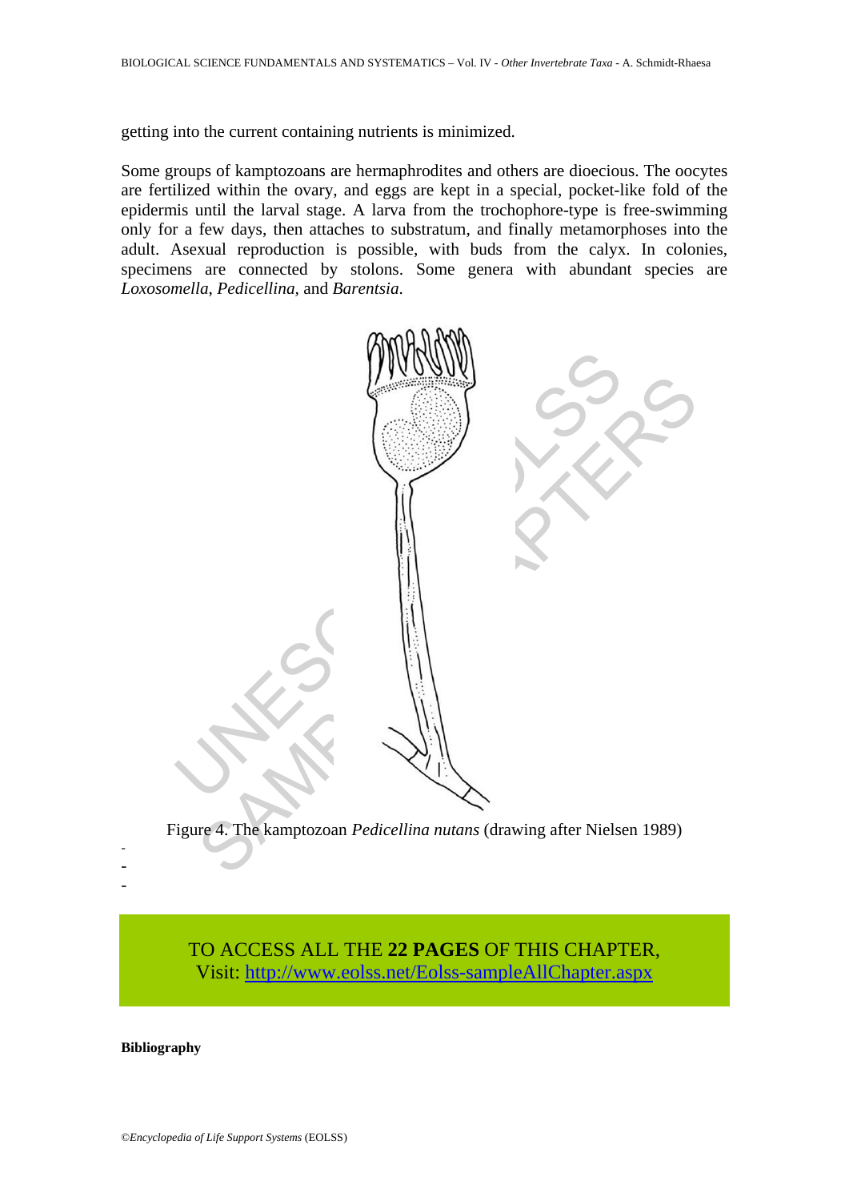getting into the current containing nutrients is minimized.

Some groups of kamptozoans are hermaphrodites and others are dioecious. The oocytes are fertilized within the ovary, and eggs are kept in a special, pocket-like fold of the epidermis until the larval stage. A larva from the trochophore-type is free-swimming only for a few days, then attaches to substratum, and finally metamorphoses into the adult. Asexual reproduction is possible, with buds from the calyx. In colonies, specimens are connected by stolons. Some genera with abundant species are *Loxosomella*, *Pedicellina,* and *Barentsia.*

Figure 4. The kamptozoan *Pedicellina nutans* (drawing after Nielsen 1989)

-
-
-

TO ACCESS ALL THE **22 PAGES** OF THIS CHAPTER,
Visit: http://www.eolss.net/Eolss-sampleAllChapter.aspx

**Bibliography**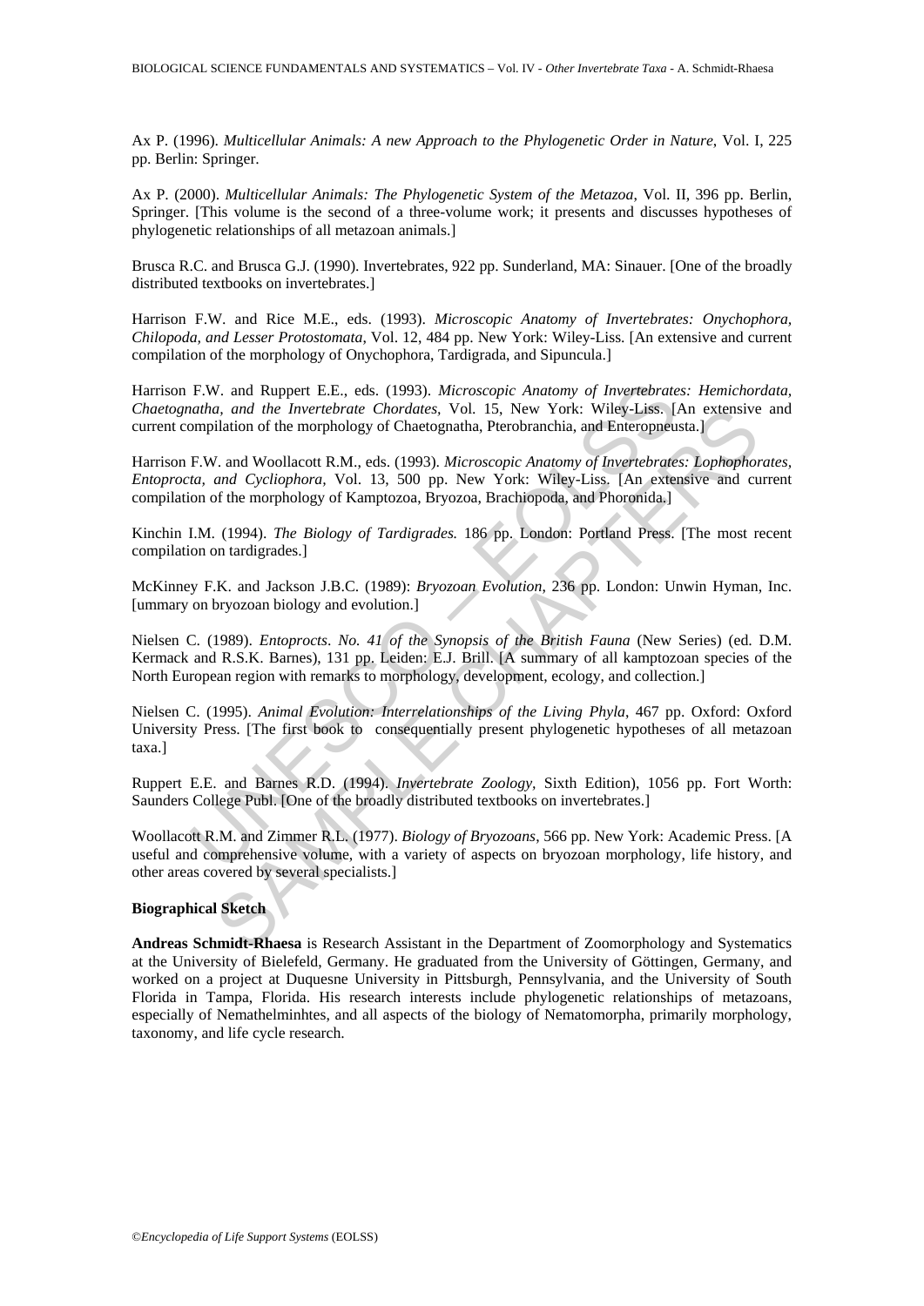Ax P. (1996). *Multicellular Animals: A new Approach to the Phylogenetic Order in Nature*, Vol. I, 225 pp. Berlin: Springer.

Ax P. (2000). *Multicellular Animals: The Phylogenetic System of the Metazoa*, Vol. II, 396 pp. Berlin, Springer. [This volume is the second of a three-volume work; it presents and discusses hypotheses of phylogenetic relationships of all metazoan animals.]

Brusca R.C. and Brusca G.J. (1990). Invertebrates, 922 pp. Sunderland, MA: Sinauer. [One of the broadly distributed textbooks on invertebrates.]

Harrison F.W. and Rice M.E., eds. (1993). *Microscopic Anatomy of Invertebrates: Onychophora, Chilopoda, and Lesser Protostomata*, Vol. 12, 484 pp. New York: Wiley-Liss. [An extensive and current compilation of the morphology of Onychophora, Tardigrada, and Sipuncula.]

Harrison F.W. and Ruppert E.E., eds. (1993). *Microscopic Anatomy of Invertebrates: Hemichordata, Chaetognatha, and the Invertebrate Chordates*, Vol. 15, New York: Wiley-Liss. [An extensive and current compilation of the morphology of Chaetognatha, Pterobranchia, and Enteropneusta.]

Harrison F.W. and Woollacott R.M., eds. (1993). *Microscopic Anatomy of Invertebrates: Lophophorates, Entoprocta, and Cycliophora*, Vol. 13, 500 pp. New York: Wiley-Liss. [An extensive and current compilation of the morphology of Kamptozoa, Bryozoa, Brachiopoda, and Phoronida.]

Kinchin I.M. (1994). *The Biology of Tardigrades.* 186 pp. London: Portland Press. [The most recent compilation on tardigrades.]

McKinney F.K. and Jackson J.B.C. (1989): *Bryozoan Evolution*, 236 pp. London: Unwin Hyman, Inc. [ummary on bryozoan biology and evolution.]

Nielsen C. (1989). *Entoprocts*. *No. 41 of the Synopsis of the British Fauna* (New Series) (ed. D.M. Kermack and R.S.K. Barnes), 131 pp. Leiden: E.J. Brill. [A summary of all kamptozoan species of the North European region with remarks to morphology, development, ecology, and collection.]

Nielsen C. (1995). *Animal Evolution: Interrelationships of the Living Phyla*, 467 pp. Oxford: Oxford University Press. [The first book to consequentially present phylogenetic hypotheses of all metazoan taxa.]

Ruppert E.E. and Barnes R.D. (1994). *Invertebrate Zoology*, Sixth Edition), 1056 pp. Fort Worth: Saunders College Publ. [One of the broadly distributed textbooks on invertebrates.]

Woollacott R.M. and Zimmer R.L. (1977). *Biology of Bryozoans*, 566 pp. New York: Academic Press. [A useful and comprehensive volume, with a variety of aspects on bryozoan morphology, life history, and other areas covered by several specialists.]

**Biographical Sketch**

**Andreas Schmidt-Rhaesa** is Research Assistant in the Department of Zoomorphology and Systematics at the University of Bielefeld, Germany. He graduated from the University of Göttingen, Germany, and worked on a project at Duquesne University in Pittsburgh, Pennsylvania, and the University of South Florida in Tampa, Florida. His research interests include phylogenetic relationships of metazoans, especially of Nemathelminhtes, and all aspects of the biology of Nematomorpha, primarily morphology, taxonomy, and life cycle research.